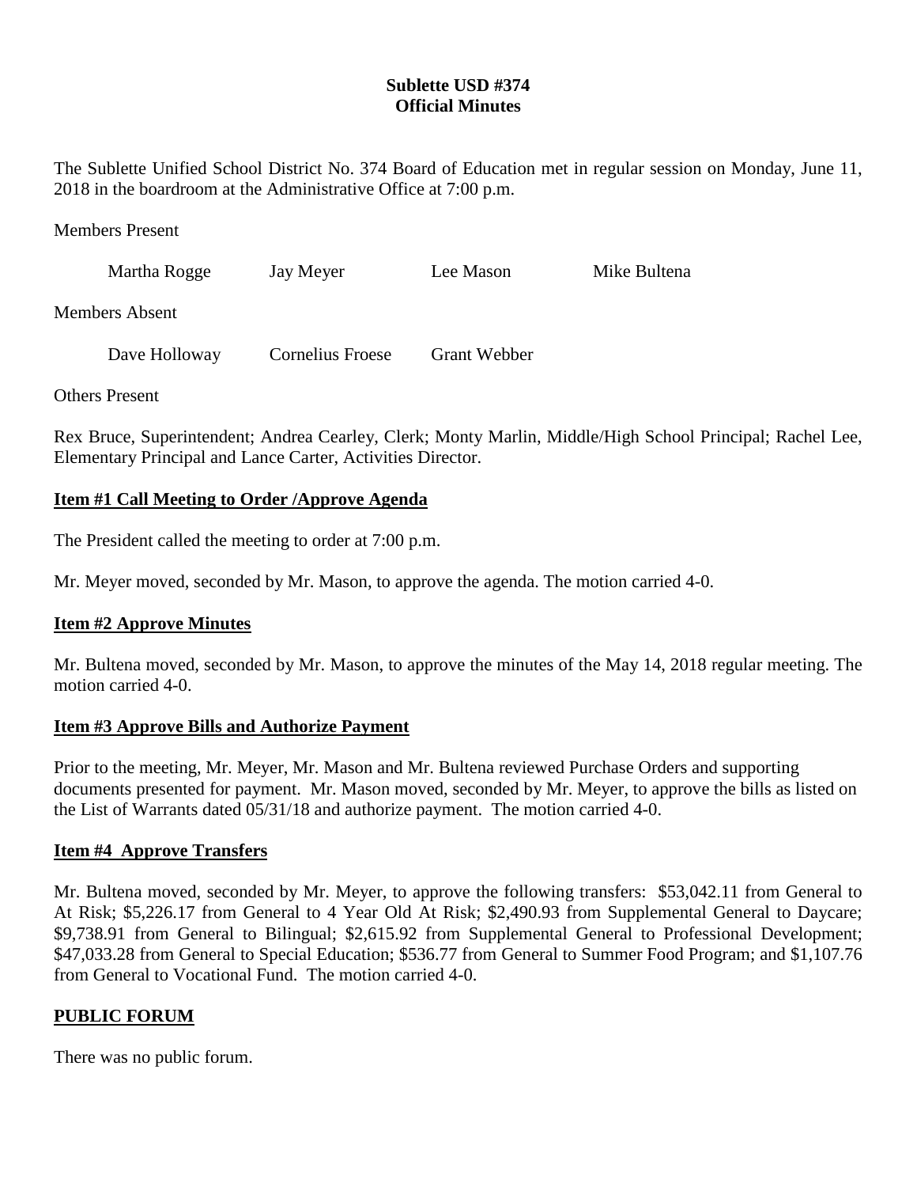# Sublette USD #374
## Official Minutes

The Sublette Unified School District No. 374 Board of Education met in regular session on Monday, June 11, 2018 in the boardroom at the Administrative Office at 7:00 p.m.

Members Present

Martha Rogge    Jay Meyer    Lee Mason    Mike Bultena

Members Absent

Dave Holloway    Cornelius Froese    Grant Webber

Others Present

Rex Bruce, Superintendent; Andrea Cearley, Clerk; Monty Marlin, Middle/High School Principal; Rachel Lee, Elementary Principal and Lance Carter, Activities Director.

**Item #1 Call Meeting to Order /Approve Agenda**

The President called the meeting to order at 7:00 p.m.

Mr. Meyer moved, seconded by Mr. Mason, to approve the agenda. The motion carried 4-0.

**Item #2 Approve Minutes**

Mr. Bultena moved, seconded by Mr. Mason, to approve the minutes of the May 14, 2018 regular meeting. The motion carried 4-0.

**Item #3 Approve Bills and Authorize Payment**

Prior to the meeting, Mr. Meyer, Mr. Mason and Mr. Bultena reviewed Purchase Orders and supporting documents presented for payment. Mr. Mason moved, seconded by Mr. Meyer, to approve the bills as listed on the List of Warrants dated 05/31/18 and authorize payment. The motion carried 4-0.

**Item #4 Approve Transfers**

Mr. Bultena moved, seconded by Mr. Meyer, to approve the following transfers: $53,042.11 from General to At Risk; $5,226.17 from General to 4 Year Old At Risk; $2,490.93 from Supplemental General to Daycare; $9,738.91 from General to Bilingual; $2,615.92 from Supplemental General to Professional Development; $47,033.28 from General to Special Education; $536.77 from General to Summer Food Program; and $1,107.76 from General to Vocational Fund. The motion carried 4-0.

**PUBLIC FORUM**

There was no public forum.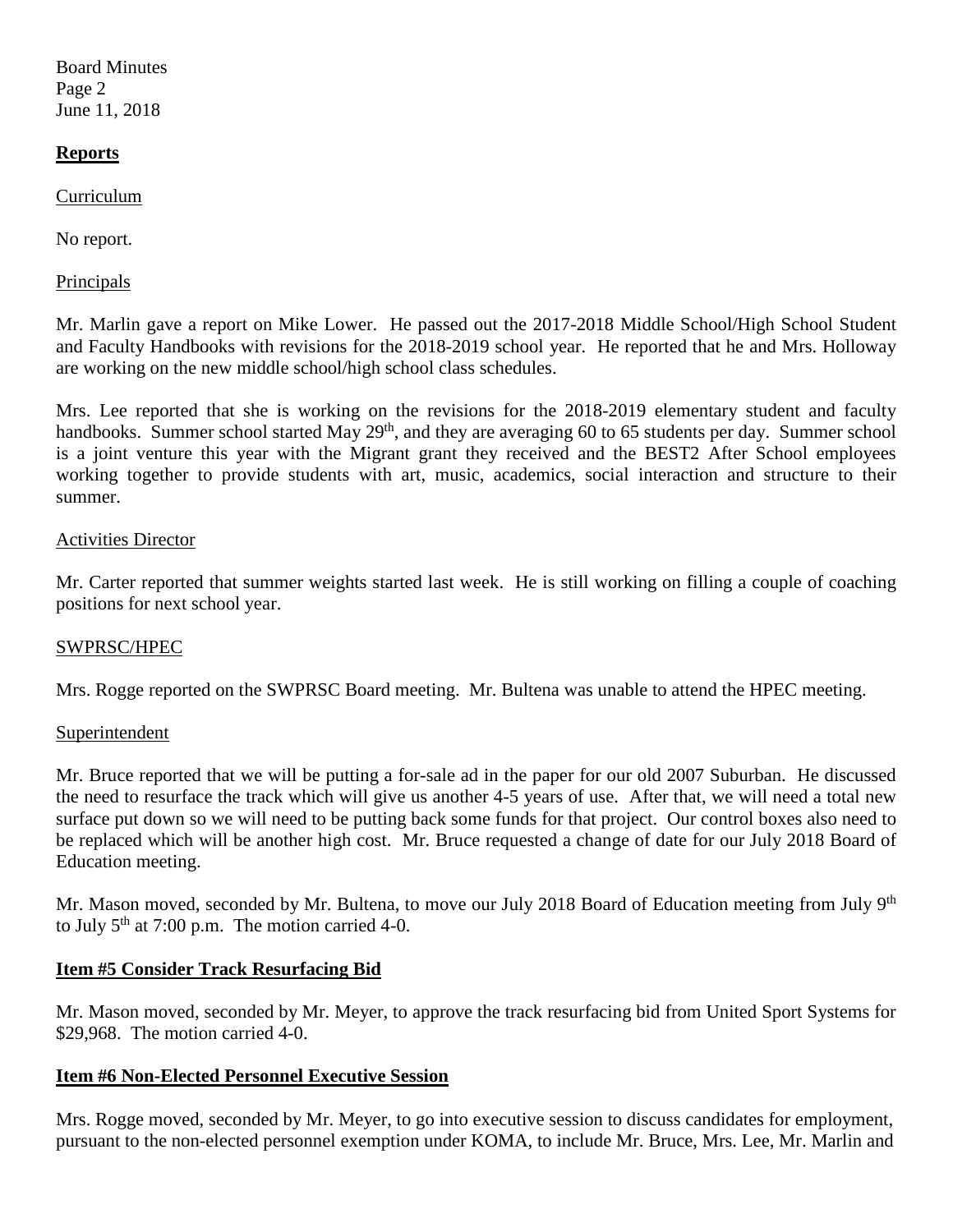## Reports

Curriculum

No report.

Principals

Mr. Marlin gave a report on Mike Lower. He passed out the 2017-2018 Middle School/High School Student and Faculty Handbooks with revisions for the 2018-2019 school year. He reported that he and Mrs. Holloway are working on the new middle school/high school class schedules.

Mrs. Lee reported that she is working on the revisions for the 2018-2019 elementary student and faculty handbooks. Summer school started May 29th, and they are averaging 60 to 65 students per day. Summer school is a joint venture this year with the Migrant grant they received and the BEST2 After School employees working together to provide students with art, music, academics, social interaction and structure to their summer.

Activities Director

Mr. Carter reported that summer weights started last week. He is still working on filling a couple of coaching positions for next school year.

SWPRSC/HPEC

Mrs. Rogge reported on the SWPRSC Board meeting. Mr. Bultena was unable to attend the HPEC meeting.

Superintendent

Mr. Bruce reported that we will be putting a for-sale ad in the paper for our old 2007 Suburban. He discussed the need to resurface the track which will give us another 4-5 years of use. After that, we will need a total new surface put down so we will need to be putting back some funds for that project. Our control boxes also need to be replaced which will be another high cost. Mr. Bruce requested a change of date for our July 2018 Board of Education meeting.

Mr. Mason moved, seconded by Mr. Bultena, to move our July 2018 Board of Education meeting from July 9th to July 5th at 7:00 p.m. The motion carried 4-0.

## Item #5 Consider Track Resurfacing Bid

Mr. Mason moved, seconded by Mr. Meyer, to approve the track resurfacing bid from United Sport Systems for $29,968. The motion carried 4-0.

## Item #6 Non-Elected Personnel Executive Session

Mrs. Rogge moved, seconded by Mr. Meyer, to go into executive session to discuss candidates for employment, pursuant to the non-elected personnel exemption under KOMA, to include Mr. Bruce, Mrs. Lee, Mr. Marlin and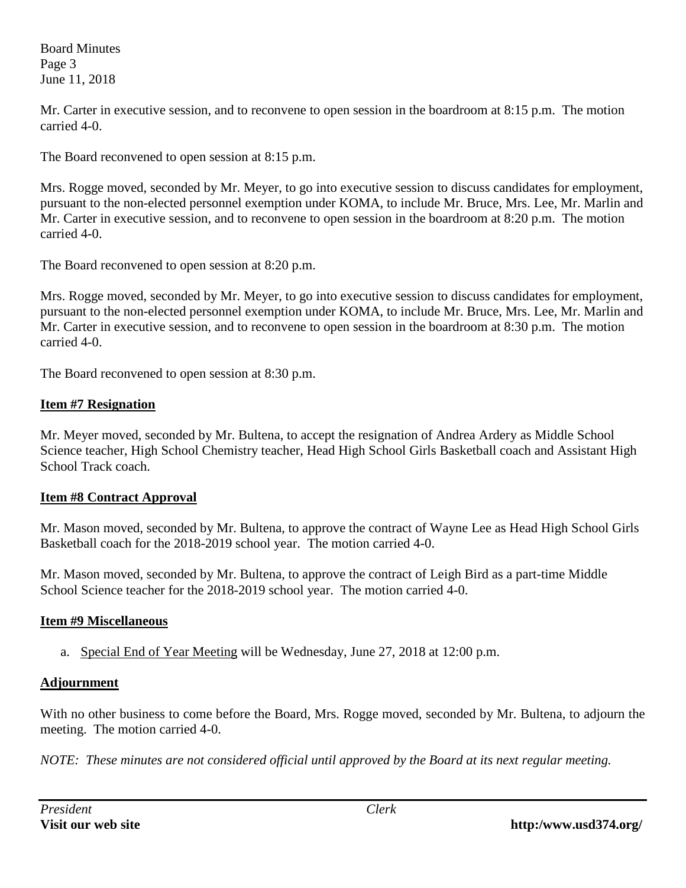Mr. Carter in executive session, and to reconvene to open session in the boardroom at 8:15 p.m. The motion carried 4-0.

The Board reconvened to open session at 8:15 p.m.

Mrs. Rogge moved, seconded by Mr. Meyer, to go into executive session to discuss candidates for employment, pursuant to the non-elected personnel exemption under KOMA, to include Mr. Bruce, Mrs. Lee, Mr. Marlin and Mr. Carter in executive session, and to reconvene to open session in the boardroom at 8:20 p.m. The motion carried 4-0.

The Board reconvened to open session at 8:20 p.m.

Mrs. Rogge moved, seconded by Mr. Meyer, to go into executive session to discuss candidates for employment, pursuant to the non-elected personnel exemption under KOMA, to include Mr. Bruce, Mrs. Lee, Mr. Marlin and Mr. Carter in executive session, and to reconvene to open session in the boardroom at 8:30 p.m. The motion carried 4-0.

The Board reconvened to open session at 8:30 p.m.

**Item #7 Resignation**

Mr. Meyer moved, seconded by Mr. Bultena, to accept the resignation of Andrea Ardery as Middle School Science teacher, High School Chemistry teacher, Head High School Girls Basketball coach and Assistant High School Track coach.

**Item #8 Contract Approval**

Mr. Mason moved, seconded by Mr. Bultena, to approve the contract of Wayne Lee as Head High School Girls Basketball coach for the 2018-2019 school year. The motion carried 4-0.

Mr. Mason moved, seconded by Mr. Bultena, to approve the contract of Leigh Bird as a part-time Middle School Science teacher for the 2018-2019 school year. The motion carried 4-0.

**Item #9 Miscellaneous**

a. Special End of Year Meeting will be Wednesday, June 27, 2018 at 12:00 p.m.

**Adjournment**

With no other business to come before the Board, Mrs. Rogge moved, seconded by Mr. Bultena, to adjourn the meeting. The motion carried 4-0.

*NOTE: These minutes are not considered official until approved by the Board at its next regular meeting.*

*President* *Clerk*

**Visit our web site** **http:/www.usd374.org/**